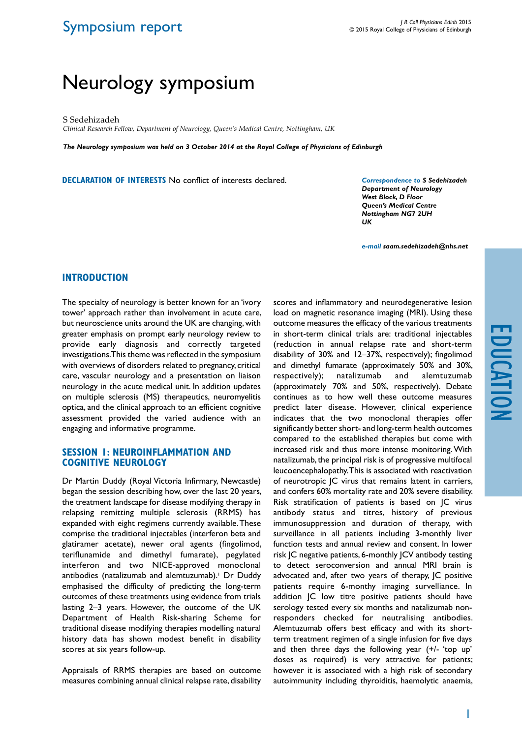Symposium report

# Neurology symposium

S Sedehizadeh

*Clinical Research Fellow, Department of Neurology, Queen's Medical Centre, Nottingham, UK*

***The Neurology symposium was held on 3 October 2014 at the Royal College of Physicians of Edinburgh***

**DECLARATION OF INTERESTS** No conflict of interests declared.

***Correspondence to S Sedehizadeh***
***Department of Neurology***
***West Block, D Floor***
***Queen's Medical Centre***
***Nottingham NG7 2UH***
***UK***

***e-mail saam.sedehizadeh@nhs.net***

## INTRODUCTION

The specialty of neurology is better known for an 'ivory tower' approach rather than involvement in acute care, but neuroscience units around the UK are changing, with greater emphasis on prompt early neurology review to provide early diagnosis and correctly targeted investigations. This theme was reflected in the symposium with overviews of disorders related to pregnancy, critical care, vascular neurology and a presentation on liaison neurology in the acute medical unit. In addition updates on multiple sclerosis (MS) therapeutics, neuromyelitis optica, and the clinical approach to an efficient cognitive assessment provided the varied audience with an engaging and informative programme.

## SESSION 1: NEUROINFLAMMATION AND COGNITIVE NEUROLOGY

Dr Martin Duddy (Royal Victoria Infirmary, Newcastle) began the session describing how, over the last 20 years, the treatment landscape for disease modifying therapy in relapsing remitting multiple sclerosis (RRMS) has expanded with eight regimens currently available. These comprise the traditional injectables (interferon beta and glatiramer acetate), newer oral agents (fingolimod, teriflunamide and dimethyl fumarate), pegylated interferon and two NICE-approved monoclonal antibodies (natalizumab and alemtuzumab).[1] Dr Duddy emphasised the difficulty of predicting the long-term outcomes of these treatments using evidence from trials lasting 2–3 years. However, the outcome of the UK Department of Health Risk-sharing Scheme for traditional disease modifying therapies modelling natural history data has shown modest benefit in disability scores at six years follow-up.

Appraisals of RRMS therapies are based on outcome measures combining annual clinical relapse rate, disability scores and inflammatory and neurodegenerative lesion load on magnetic resonance imaging (MRI). Using these outcome measures the efficacy of the various treatments in short-term clinical trials are: traditional injectables (reduction in annual relapse rate and short-term disability of 30% and 12–37%, respectively); fingolimod and dimethyl fumarate (approximately 50% and 30%, respectively); natalizumab and alemtuzumab (approximately 70% and 50%, respectively). Debate continues as to how well these outcome measures predict later disease. However, clinical experience indicates that the two monoclonal therapies offer significantly better short- and long-term health outcomes compared to the established therapies but come with increased risk and thus more intense monitoring. With natalizumab, the principal risk is of progressive multifocal leucoencephalopathy. This is associated with reactivation of neurotropic JC virus that remains latent in carriers, and confers 60% mortality rate and 20% severe disability. Risk stratification of patients is based on JC virus antibody status and titres, history of previous immunosuppression and duration of therapy, with surveillance in all patients including 3-monthly liver function tests and annual review and consent. In lower risk JC negative patients, 6-monthly JCV antibody testing to detect seroconversion and annual MRI brain is advocated and, after two years of therapy, JC positive patients require 6-monthy imaging surveillance. In addition JC low titre positive patients should have serology tested every six months and natalizumab non-responders checked for neutralising antibodies. Alemtuzumab offers best efficacy and with its short-term treatment regimen of a single infusion for five days and then three days the following year (+/- 'top up' doses as required) is very attractive for patients; however it is associated with a high risk of secondary autoimmunity including thyroiditis, haemolytic anaemia,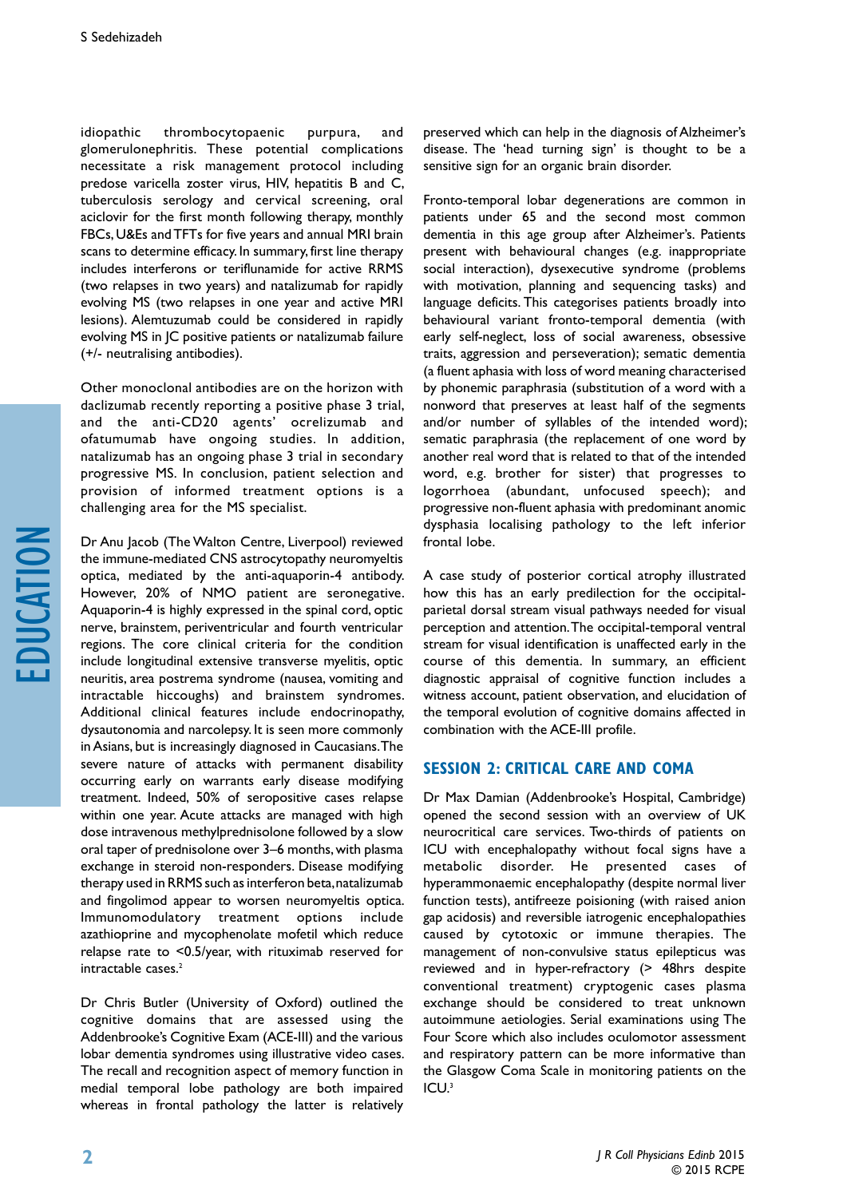idiopathic thrombocytopaenic purpura, and glomerulonephritis. These potential complications necessitate a risk management protocol including predose varicella zoster virus, HIV, hepatitis B and C, tuberculosis serology and cervical screening, oral aciclovir for the first month following therapy, monthly FBCs, U&Es and TFTs for five years and annual MRI brain scans to determine efficacy. In summary, first line therapy includes interferons or teriflunamide for active RRMS (two relapses in two years) and natalizumab for rapidly evolving MS (two relapses in one year and active MRI lesions). Alemtuzumab could be considered in rapidly evolving MS in JC positive patients or natalizumab failure (+/- neutralising antibodies).

Other monoclonal antibodies are on the horizon with daclizumab recently reporting a positive phase 3 trial, and the anti-CD20 agents' ocrelizumab and ofatumumab have ongoing studies. In addition, natalizumab has an ongoing phase 3 trial in secondary progressive MS. In conclusion, patient selection and provision of informed treatment options is a challenging area for the MS specialist.

Dr Anu Jacob (The Walton Centre, Liverpool) reviewed the immune-mediated CNS astrocytopathy neuromyeltis optica, mediated by the anti-aquaporin-4 antibody. However, 20% of NMO patient are seronegative. Aquaporin-4 is highly expressed in the spinal cord, optic nerve, brainstem, periventricular and fourth ventricular regions. The core clinical criteria for the condition include longitudinal extensive transverse myelitis, optic neuritis, area postrema syndrome (nausea, vomiting and intractable hiccoughs) and brainstem syndromes. Additional clinical features include endocrinopathy, dysautonomia and narcolepsy. It is seen more commonly in Asians, but is increasingly diagnosed in Caucasians. The severe nature of attacks with permanent disability occurring early on warrants early disease modifying treatment. Indeed, 50% of seropositive cases relapse within one year. Acute attacks are managed with high dose intravenous methylprednisolone followed by a slow oral taper of prednisolone over 3–6 months, with plasma exchange in steroid non-responders. Disease modifying therapy used in RRMS such as interferon beta, natalizumab and fingolimod appear to worsen neuromyelitis optica. Immunomodulatory treatment options include azathioprine and mycophenolate mofetil which reduce relapse rate to <0.5/year, with rituximab reserved for intractable cases.[2]

Dr Chris Butler (University of Oxford) outlined the cognitive domains that are assessed using the Addenbrooke's Cognitive Exam (ACE-III) and the various lobar dementia syndromes using illustrative video cases. The recall and recognition aspect of memory function in medial temporal lobe pathology are both impaired whereas in frontal pathology the latter is relatively preserved which can help in the diagnosis of Alzheimer's disease. The 'head turning sign' is thought to be a sensitive sign for an organic brain disorder.

Fronto-temporal lobar degenerations are common in patients under 65 and the second most common dementia in this age group after Alzheimer's. Patients present with behavioural changes (e.g. inappropriate social interaction), dysexecutive syndrome (problems with motivation, planning and sequencing tasks) and language deficits. This categorises patients broadly into behavioural variant fronto-temporal dementia (with early self-neglect, loss of social awareness, obsessive traits, aggression and perseveration); sematic dementia (a fluent aphasia with loss of word meaning characterised by phonemic paraphrasia (substitution of a word with a nonword that preserves at least half of the segments and/or number of syllables of the intended word); sematic paraphrasia (the replacement of one word by another real word that is related to that of the intended word, e.g. brother for sister) that progresses to logorrhoea (abundant, unfocused speech); and progressive non-fluent aphasia with predominant anomic dysphasia localising pathology to the left inferior frontal lobe.

A case study of posterior cortical atrophy illustrated how this has an early predilection for the occipital-parietal dorsal stream visual pathways needed for visual perception and attention. The occipital-temporal ventral stream for visual identification is unaffected early in the course of this dementia. In summary, an efficient diagnostic appraisal of cognitive function includes a witness account, patient observation, and elucidation of the temporal evolution of cognitive domains affected in combination with the ACE-III profile.

## SESSION 2: CRITICAL CARE AND COMA

Dr Max Damian (Addenbrooke's Hospital, Cambridge) opened the second session with an overview of UK neurocritical care services. Two-thirds of patients on ICU with encephalopathy without focal signs have a metabolic disorder. He presented cases of hyperammonaemic encephalopathy (despite normal liver function tests), antifreeze poisoning (with raised anion gap acidosis) and reversible iatrogenic encephalopathies caused by cytotoxic or immune therapies. The management of non-convulsive status epilepticus was reviewed and in hyper-refractory (> 48hrs despite conventional treatment) cryptogenic cases plasma exchange should be considered to treat unknown autoimmune aetiologies. Serial examinations using The Four Score which also includes oculomotor assessment and respiratory pattern can be more informative than the Glasgow Coma Scale in monitoring patients on the ICU.[3]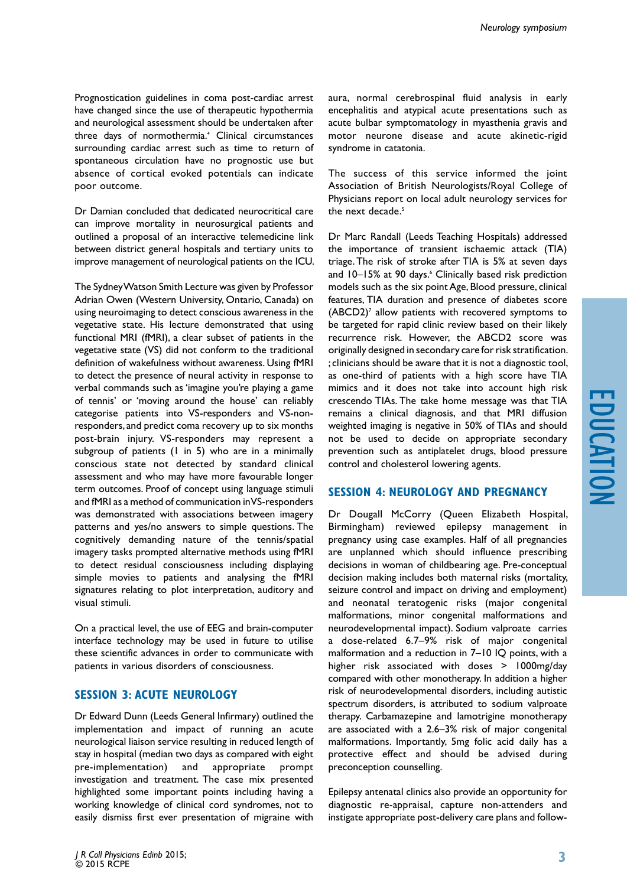Prognostication guidelines in coma post-cardiac arrest have changed since the use of therapeutic hypothermia and neurological assessment should be undertaken after three days of normothermia.[4] Clinical circumstances surrounding cardiac arrest such as time to return of spontaneous circulation have no prognostic use but absence of cortical evoked potentials can indicate poor outcome.

Dr Damian concluded that dedicated neurocritical care can improve mortality in neurosurgical patients and outlined a proposal of an interactive telemedicine link between district general hospitals and tertiary units to improve management of neurological patients on the ICU.

The Sydney Watson Smith Lecture was given by Professor Adrian Owen (Western University, Ontario, Canada) on using neuroimaging to detect conscious awareness in the vegetative state. His lecture demonstrated that using functional MRI (fMRI), a clear subset of patients in the vegetative state (VS) did not conform to the traditional definition of wakefulness without awareness. Using fMRI to detect the presence of neural activity in response to verbal commands such as 'imagine you're playing a game of tennis' or 'moving around the house' can reliably categorise patients into VS-responders and VS-non-responders, and predict coma recovery up to six months post-brain injury. VS-responders may represent a subgroup of patients (1 in 5) who are in a minimally conscious state not detected by standard clinical assessment and who may have more favourable longer term outcomes. Proof of concept using language stimuli and fMRI as a method of communication in VS-responders was demonstrated with associations between imagery patterns and yes/no answers to simple questions. The cognitively demanding nature of the tennis/spatial imagery tasks prompted alternative methods using fMRI to detect residual consciousness including displaying simple movies to patients and analysing the fMRI signatures relating to plot interpretation, auditory and visual stimuli.

On a practical level, the use of EEG and brain-computer interface technology may be used in future to utilise these scientific advances in order to communicate with patients in various disorders of consciousness.

## Session 3: Acute neurology

Dr Edward Dunn (Leeds General Infirmary) outlined the implementation and impact of running an acute neurological liaison service resulting in reduced length of stay in hospital (median two days as compared with eight pre-implementation) and appropriate prompt investigation and treatment. The case mix presented highlighted some important points including having a working knowledge of clinical cord syndromes, not to easily dismiss first ever presentation of migraine with aura, normal cerebrospinal fluid analysis in early encephalitis and atypical acute presentations such as acute bulbar symptomatology in myasthenia gravis and motor neurone disease and acute akinetic-rigid syndrome in catatonia.

The success of this service informed the joint Association of British Neurologists/Royal College of Physicians report on local adult neurology services for the next decade.[5]

Dr Marc Randall (Leeds Teaching Hospitals) addressed the importance of transient ischaemic attack (TIA) triage. The risk of stroke after TIA is 5% at seven days and 10–15% at 90 days.[6] Clinically based risk prediction models such as the six point Age, Blood pressure, clinical features, TIA duration and presence of diabetes score (ABCD2)[7] allow patients with recovered symptoms to be targeted for rapid clinic review based on their likely recurrence risk. However, the ABCD2 score was originally designed in secondary care for risk stratification. ; clinicians should be aware that it is not a diagnostic tool, as one-third of patients with a high score have TIA mimics and it does not take into account high risk crescendo TIAs. The take home message was that TIA remains a clinical diagnosis, and that MRI diffusion weighted imaging is negative in 50% of TIAs and should not be used to decide on appropriate secondary prevention such as antiplatelet drugs, blood pressure control and cholesterol lowering agents.

## Session 4: Neurology and pregnancy

Dr Dougall McCorry (Queen Elizabeth Hospital, Birmingham) reviewed epilepsy management in pregnancy using case examples. Half of all pregnancies are unplanned which should influence prescribing decisions in woman of childbearing age. Pre-conceptual decision making includes both maternal risks (mortality, seizure control and impact on driving and employment) and neonatal teratogenic risks (major congenital malformations, minor congenital malformations and neurodevelopmental impact). Sodium valproate carries a dose-related 6.7–9% risk of major congenital malformation and a reduction in 7–10 IQ points, with a higher risk associated with doses > 1000mg/day compared with other monotherapy. In addition a higher risk of neurodevelopmental disorders, including autistic spectrum disorders, is attributed to sodium valproate therapy. Carbamazepine and lamotrigine monotherapy are associated with a 2.6–3% risk of major congenital malformations. Importantly, 5mg folic acid daily has a protective effect and should be advised during preconception counselling.

Epilepsy antenatal clinics also provide an opportunity for diagnostic re-appraisal, capture non-attenders and instigate appropriate post-delivery care plans and follow-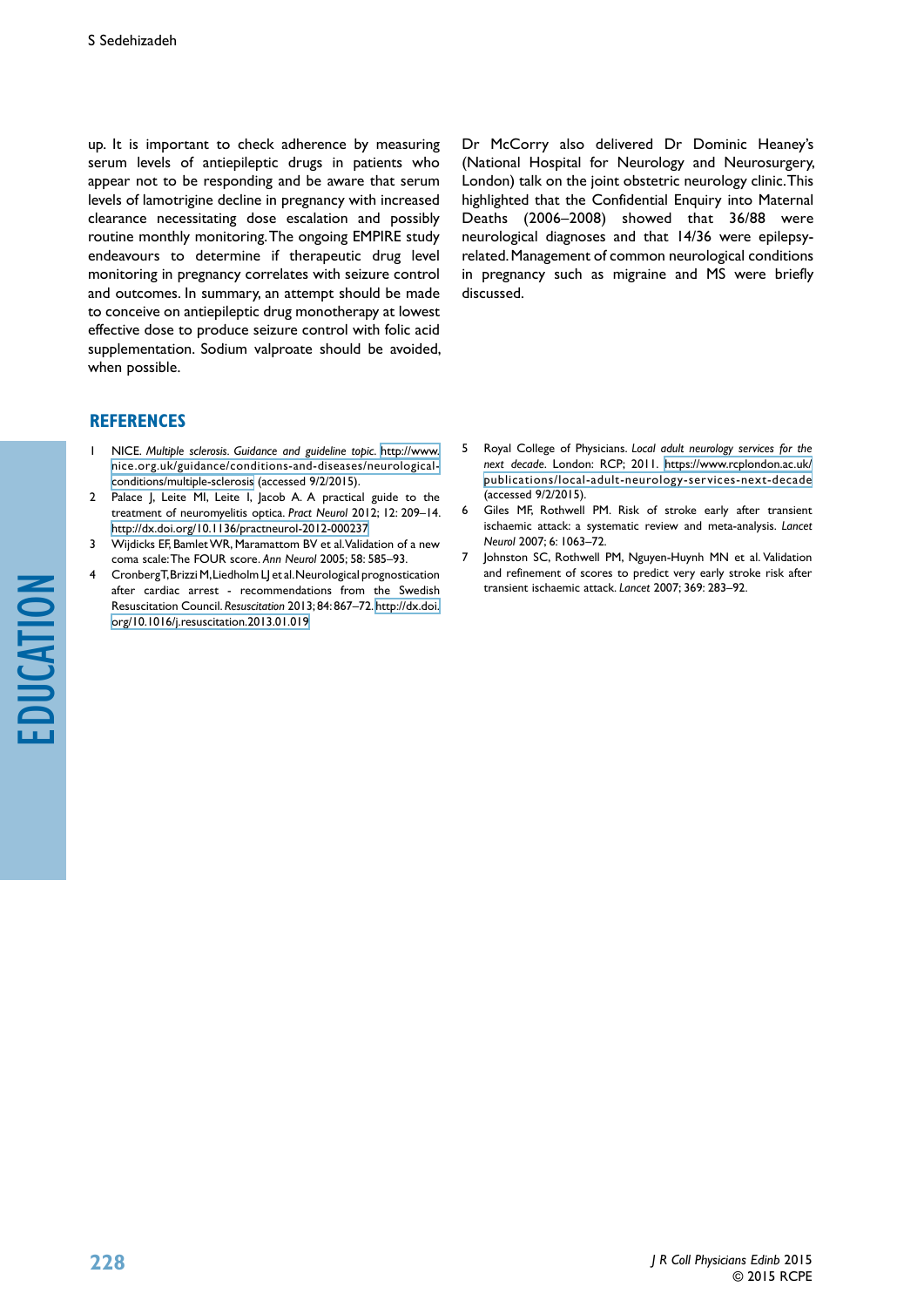up. It is important to check adherence by measuring serum levels of antiepileptic drugs in patients who appear not to be responding and be aware that serum levels of lamotrigine decline in pregnancy with increased clearance necessitating dose escalation and possibly routine monthly monitoring. The ongoing EMPIRE study endeavours to determine if therapeutic drug level monitoring in pregnancy correlates with seizure control and outcomes. In summary, an attempt should be made to conceive on antiepileptic drug monotherapy at lowest effective dose to produce seizure control with folic acid supplementation. Sodium valproate should be avoided, when possible.

Dr McCorry also delivered Dr Dominic Heaney's (National Hospital for Neurology and Neurosurgery, London) talk on the joint obstetric neurology clinic. This highlighted that the Confidential Enquiry into Maternal Deaths (2006–2008) showed that 36/88 were neurological diagnoses and that 14/36 were epilepsy-related. Management of common neurological conditions in pregnancy such as migraine and MS were briefly discussed.

## REFERENCES

1. NICE. *Multiple sclerosis. Guidance and guideline topic.* http://www.nice.org.uk/guidance/conditions-and-diseases/neurological-conditions/multiple-sclerosis (accessed 9/2/2015).
2. Palace J, Leite MI, Leite I, Jacob A. A practical guide to the treatment of neuromyelitis optica. *Pract Neurol* 2012; 12: 209–14. http://dx.doi.org/10.1136/practneurol-2012-000237
3. Wijdicks EF, Bamlet WR, Maramattom BV et al. Validation of a new coma scale: The FOUR score. *Ann Neurol* 2005; 58: 585–93.
4. Cronberg T, Brizzi M, Liedholm LJ et al. Neurological prognostication after cardiac arrest - recommendations from the Swedish Resuscitation Council. *Resuscitation* 2013; 84: 867–72. http://dx.doi.org/10.1016/j.resuscitation.2013.01.019
5. Royal College of Physicians. *Local adult neurology services for the next decade.* London: RCP; 2011. https://www.rcplondon.ac.uk/publications/local-adult-neurology-services-next-decade (accessed 9/2/2015).
6. Giles MF, Rothwell PM. Risk of stroke early after transient ischaemic attack: a systematic review and meta-analysis. *Lancet Neurol* 2007; 6: 1063–72.
7. Johnston SC, Rothwell PM, Nguyen-Huynh MN et al. Validation and refinement of scores to predict very early stroke risk after transient ischaemic attack. *Lancet* 2007; 369: 283–92.